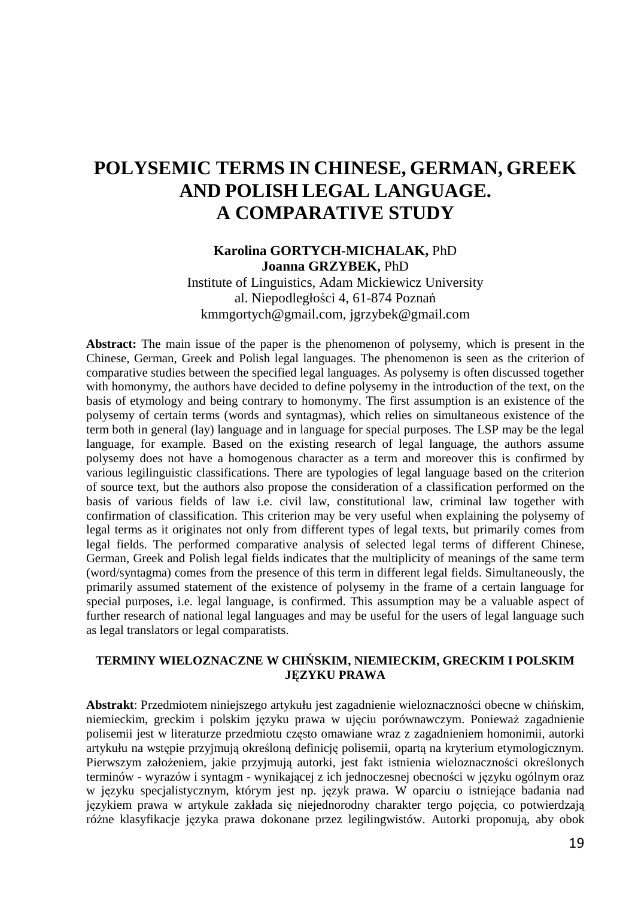# POLYSEMIC TERMS IN CHINESE, GERMAN, GREEK AND POLISH LEGAL LANGUAGE. A COMPARATIVE STUDY

**Karolina GORTYCH-MICHALAK,** PhD
**Joanna GRZYBEK,** PhD
Institute of Linguistics, Adam Mickiewicz University
al. Niepodległości 4, 61-874 Poznań
kmmgortych@gmail.com, jgrzybek@gmail.com

**Abstract:** The main issue of the paper is the phenomenon of polysemy, which is present in the Chinese, German, Greek and Polish legal languages. The phenomenon is seen as the criterion of comparative studies between the specified legal languages. As polysemy is often discussed together with homonymy, the authors have decided to define polysemy in the introduction of the text, on the basis of etymology and being contrary to homonymy. The first assumption is an existence of the polysemy of certain terms (words and syntagmas), which relies on simultaneous existence of the term both in general (lay) language and in language for special purposes. The LSP may be the legal language, for example. Based on the existing research of legal language, the authors assume polysemy does not have a homogenous character as a term and moreover this is confirmed by various legilinguistic classifications. There are typologies of legal language based on the criterion of source text, but the authors also propose the consideration of a classification performed on the basis of various fields of law i.e. civil law, constitutional law, criminal law together with confirmation of classification. This criterion may be very useful when explaining the polysemy of legal terms as it originates not only from different types of legal texts, but primarily comes from legal fields. The performed comparative analysis of selected legal terms of different Chinese, German, Greek and Polish legal fields indicates that the multiplicity of meanings of the same term (word/syntagma) comes from the presence of this term in different legal fields. Simultaneously, the primarily assumed statement of the existence of polysemy in the frame of a certain language for special purposes, i.e. legal language, is confirmed. This assumption may be a valuable aspect of further research of national legal languages and may be useful for the users of legal language such as legal translators or legal comparatists.

## TERMINY WIELOZNACZNE W CHIŃSKIM, NIEMIECKIM, GRECKIM I POLSKIM JĘZYKU PRAWA

**Abstrakt**: Przedmiotem niniejszego artykułu jest zagadnienie wieloznaczności obecne w chińskim, niemieckim, greckim i polskim języku prawa w ujęciu porównawczym. Ponieważ zagadnienie polisemii jest w literaturze przedmiotu często omawiane wraz z zagadnieniem homonimii, autorki artykułu na wstępie przyjmują określoną definicję polisemii, opartą na kryterium etymologicznym. Pierwszym założeniem, jakie przyjmują autorki, jest fakt istnienia wieloznaczności określonych terminów - wyrazów i syntagm - wynikającej z ich jednoczesnej obecności w języku ogólnym oraz w języku specjalistycznym, którym jest np. język prawa. W oparciu o istniejące badania nad językiem prawa w artykule zakłada się niejednorodny charakter tergo pojęcia, co potwierdzają różne klasyfikacje języka prawa dokonane przez legilingwistów. Autorki proponują, aby obok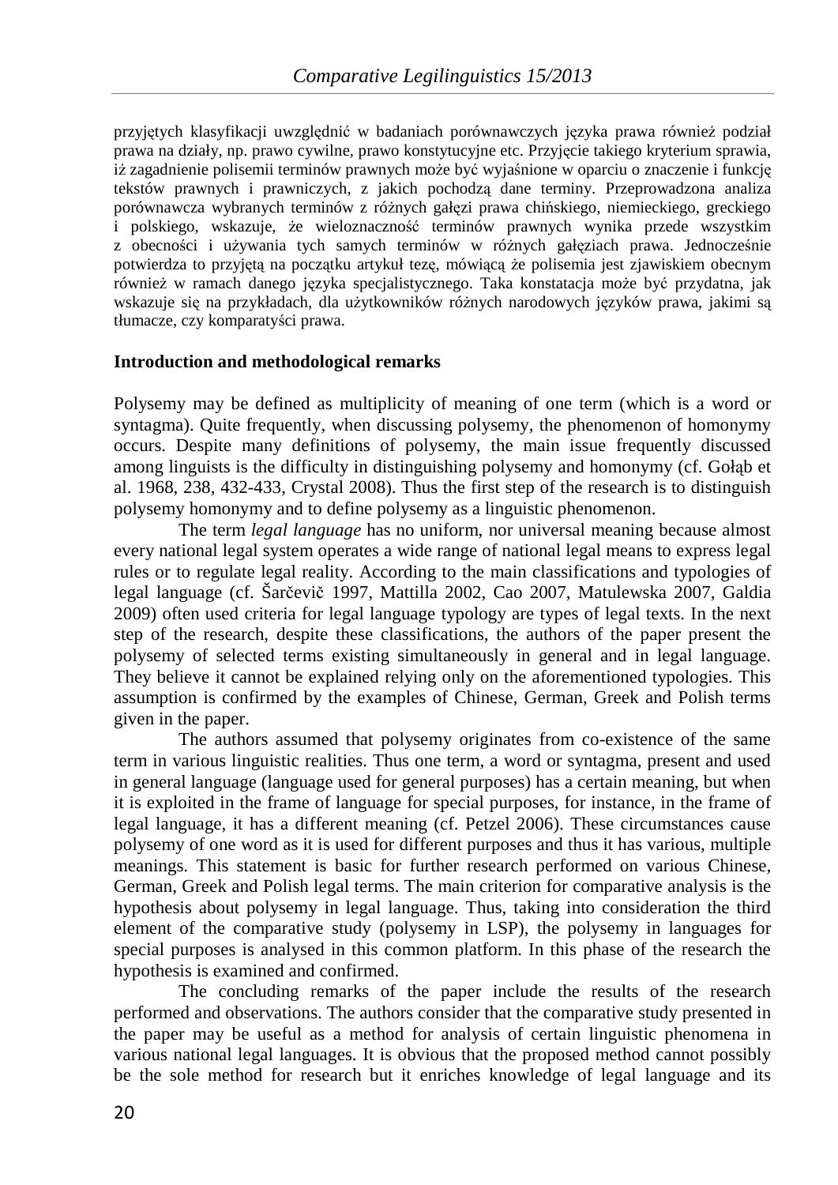przyjętych klasyfikacji uwzględnić w badaniach porównawczych języka prawa również podział prawa na działy, np. prawo cywilne, prawo konstytucyjne etc. Przyjęcie takiego kryterium sprawia, iż zagadnienie polisemii terminów prawnych może być wyjaśnione w oparciu o znaczenie i funkcję tekstów prawnych i prawniczych, z jakich pochodzą dane terminy. Przeprowadzona analiza porównawcza wybranych terminów z różnych gałęzi prawa chińskiego, niemieckiego, greckiego i polskiego, wskazuje, że wieloznaczność terminów prawnych wynika przede wszystkim z obecności i używania tych samych terminów w różnych gałęziach prawa. Jednocześnie potwierdza to przyjętą na początku artykuł tezę, mówiącą że polisemia jest zjawiskiem obecnym również w ramach danego języka specjalistycznego. Taka konstatacja może być przydatna, jak wskazuje się na przykładach, dla użytkowników różnych narodowych języków prawa, jakimi są tłumacze, czy komparatyści prawa.

## Introduction and methodological remarks

Polysemy may be defined as multiplicity of meaning of one term (which is a word or syntagma). Quite frequently, when discussing polysemy, the phenomenon of homonymy occurs. Despite many definitions of polysemy, the main issue frequently discussed among linguists is the difficulty in distinguishing polysemy and homonymy (cf. Gołąb et al. 1968, 238, 432-433, Crystal 2008). Thus the first step of the research is to distinguish polysemy homonymy and to define polysemy as a linguistic phenomenon.

The term *legal language* has no uniform, nor universal meaning because almost every national legal system operates a wide range of national legal means to express legal rules or to regulate legal reality. According to the main classifications and typologies of legal language (cf. Šarčevič 1997, Mattilla 2002, Cao 2007, Matulewska 2007, Galdia 2009) often used criteria for legal language typology are types of legal texts. In the next step of the research, despite these classifications, the authors of the paper present the polysemy of selected terms existing simultaneously in general and in legal language. They believe it cannot be explained relying only on the aforementioned typologies. This assumption is confirmed by the examples of Chinese, German, Greek and Polish terms given in the paper.

The authors assumed that polysemy originates from co-existence of the same term in various linguistic realities. Thus one term, a word or syntagma, present and used in general language (language used for general purposes) has a certain meaning, but when it is exploited in the frame of language for special purposes, for instance, in the frame of legal language, it has a different meaning (cf. Petzel 2006). These circumstances cause polysemy of one word as it is used for different purposes and thus it has various, multiple meanings. This statement is basic for further research performed on various Chinese, German, Greek and Polish legal terms. The main criterion for comparative analysis is the hypothesis about polysemy in legal language. Thus, taking into consideration the third element of the comparative study (polysemy in LSP), the polysemy in languages for special purposes is analysed in this common platform. In this phase of the research the hypothesis is examined and confirmed.

The concluding remarks of the paper include the results of the research performed and observations. The authors consider that the comparative study presented in the paper may be useful as a method for analysis of certain linguistic phenomena in various national legal languages. It is obvious that the proposed method cannot possibly be the sole method for research but it enriches knowledge of legal language and its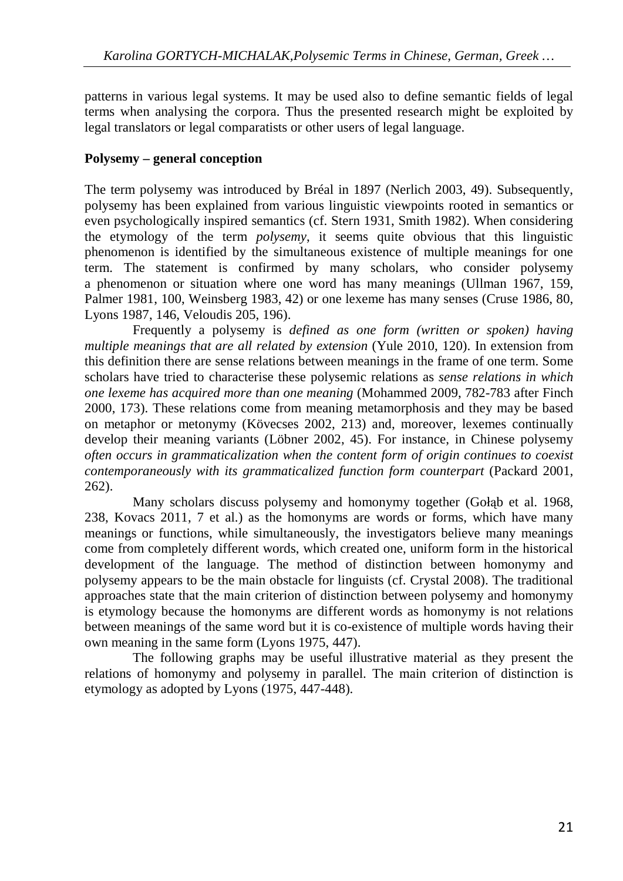patterns in various legal systems. It may be used also to define semantic fields of legal terms when analysing the corpora. Thus the presented research might be exploited by legal translators or legal comparatists or other users of legal language.

**Polysemy – general conception**

The term polysemy was introduced by Bréal in 1897 (Nerlich 2003, 49). Subsequently, polysemy has been explained from various linguistic viewpoints rooted in semantics or even psychologically inspired semantics (cf. Stern 1931, Smith 1982). When considering the etymology of the term *polysemy*, it seems quite obvious that this linguistic phenomenon is identified by the simultaneous existence of multiple meanings for one term. The statement is confirmed by many scholars, who consider polysemy a phenomenon or situation where one word has many meanings (Ullman 1967, 159, Palmer 1981, 100, Weinsberg 1983, 42) or one lexeme has many senses (Cruse 1986, 80, Lyons 1987, 146, Veloudis 205, 196).

Frequently a polysemy is *defined as one form (written or spoken) having multiple meanings that are all related by extension* (Yule 2010, 120). In extension from this definition there are sense relations between meanings in the frame of one term. Some scholars have tried to characterise these polysemic relations as *sense relations in which one lexeme has acquired more than one meaning* (Mohammed 2009, 782-783 after Finch 2000, 173). These relations come from meaning metamorphosis and they may be based on metaphor or metonymy (Kövecses 2002, 213) and, moreover, lexemes continually develop their meaning variants (Löbner 2002, 45). For instance, in Chinese polysemy *often occurs in grammaticalization when the content form of origin continues to coexist contemporaneously with its grammaticalized function form counterpart* (Packard 2001, 262).

Many scholars discuss polysemy and homonymy together (Gołąb et al. 1968, 238, Kovacs 2011, 7 et al.) as the homonyms are words or forms, which have many meanings or functions, while simultaneously, the investigators believe many meanings come from completely different words, which created one, uniform form in the historical development of the language. The method of distinction between homonymy and polysemy appears to be the main obstacle for linguists (cf. Crystal 2008). The traditional approaches state that the main criterion of distinction between polysemy and homonymy is etymology because the homonyms are different words as homonymy is not relations between meanings of the same word but it is co-existence of multiple words having their own meaning in the same form (Lyons 1975, 447).

The following graphs may be useful illustrative material as they present the relations of homonymy and polysemy in parallel. The main criterion of distinction is etymology as adopted by Lyons (1975, 447-448).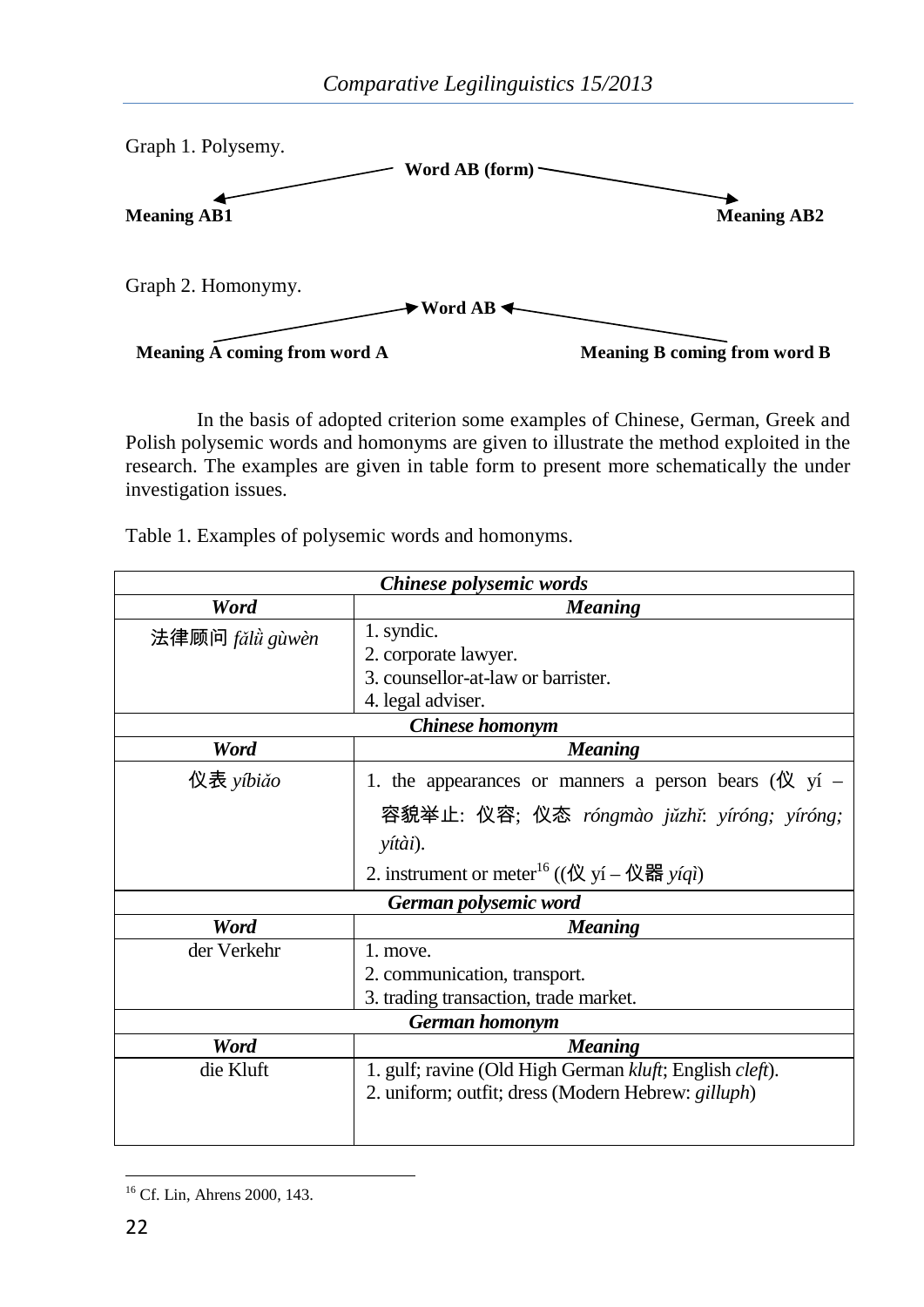Graph 1. Polysemy.

**Word AB (form)**

**Meaning AB1** ← → **Meaning AB2**

Graph 2. Homonymy.

**Word AB**

**Meaning A coming from word A** → ← **Meaning B coming from word B**

In the basis of adopted criterion some examples of Chinese, German, Greek and Polish polysemic words and homonyms are given to illustrate the method exploited in the research. The examples are given in table form to present more schematically the under investigation issues.

Table 1. Examples of polysemic words and homonyms.

| ***Chinese polysemic words*** | |
|---|---|
| ***Word*** | ***Meaning*** |
| 法律顾问 *fǎlǜ gùwèn* | 1. syndic.<br>2. corporate lawyer.<br>3. counsellor-at-law or barrister.<br>4. legal adviser. |
| ***Chinese homonym*** | |
| ***Word*** | ***Meaning*** |
| 仪表 *yíbiǎo* | 1. the appearances or manners a person bears (仪 yí – 容貌举止: 仪容; 仪态 *róngmào jǔzhǐ*: *yíróng; yíróng; yítài*).<br>2. instrument or meter[16] ((仪 yí – 仪器 *yíqì*) |
| ***German polysemic word*** | |
| ***Word*** | ***Meaning*** |
| der Verkehr | 1. move.<br>2. communication, transport.<br>3. trading transaction, trade market. |
| ***German homonym*** | |
| ***Word*** | ***Meaning*** |
| die Kluft | 1. gulf; ravine (Old High German *kluft*; English *cleft*).<br>2. uniform; outfit; dress (Modern Hebrew: *gilluph*) |

[16] Cf. Lin, Ahrens 2000, 143.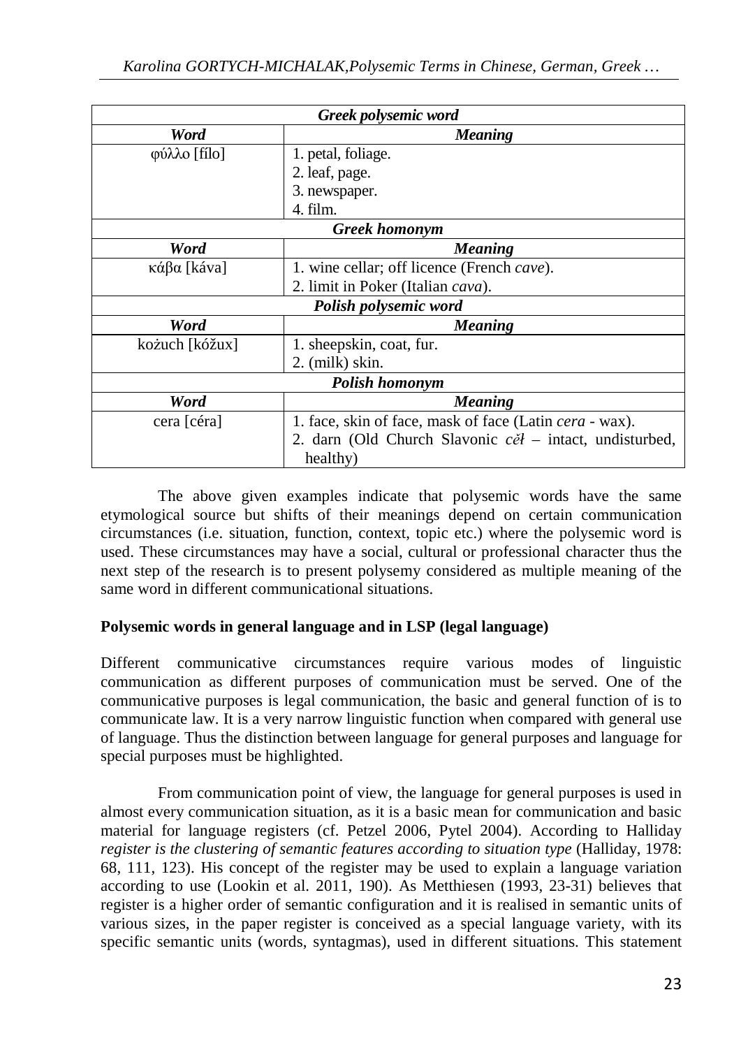| *Greek polysemic word* | |
|---|---|
| ***Word*** | ***Meaning*** |
| φύλλο [fílo] | 1. petal, foliage.<br>2. leaf, page.<br>3. newspaper.<br>4. film. |
| ***Greek homonym*** | |
| ***Word*** | ***Meaning*** |
| κάβα [káva] | 1. wine cellar; off licence (French *cave*).<br>2. limit in Poker (Italian *cava*). |
| ***Polish polysemic word*** | |
| ***Word*** | ***Meaning*** |
| kożuch [kóžux] | 1. sheepskin, coat, fur.<br>2. (milk) skin. |
| ***Polish homonym*** | |
| ***Word*** | ***Meaning*** |
| cera [céra] | 1. face, skin of face, mask of face (Latin *cera* - wax).<br>2. darn (Old Church Slavonic *cěł* – intact, undisturbed, healthy) |

The above given examples indicate that polysemic words have the same etymological source but shifts of their meanings depend on certain communication circumstances (i.e. situation, function, context, topic etc.) where the polysemic word is used. These circumstances may have a social, cultural or professional character thus the next step of the research is to present polysemy considered as multiple meaning of the same word in different communicational situations.

**Polysemic words in general language and in LSP (legal language)**

Different communicative circumstances require various modes of linguistic communication as different purposes of communication must be served. One of the communicative purposes is legal communication, the basic and general function of is to communicate law. It is a very narrow linguistic function when compared with general use of language. Thus the distinction between language for general purposes and language for special purposes must be highlighted.

From communication point of view, the language for general purposes is used in almost every communication situation, as it is a basic mean for communication and basic material for language registers (cf. Petzel 2006, Pytel 2004). According to Halliday *register is the clustering of semantic features according to situation type* (Halliday, 1978: 68, 111, 123). His concept of the register may be used to explain a language variation according to use (Lookin et al. 2011, 190). As Metthiesen (1993, 23-31) believes that register is a higher order of semantic configuration and it is realised in semantic units of various sizes, in the paper register is conceived as a special language variety, with its specific semantic units (words, syntagmas), used in different situations. This statement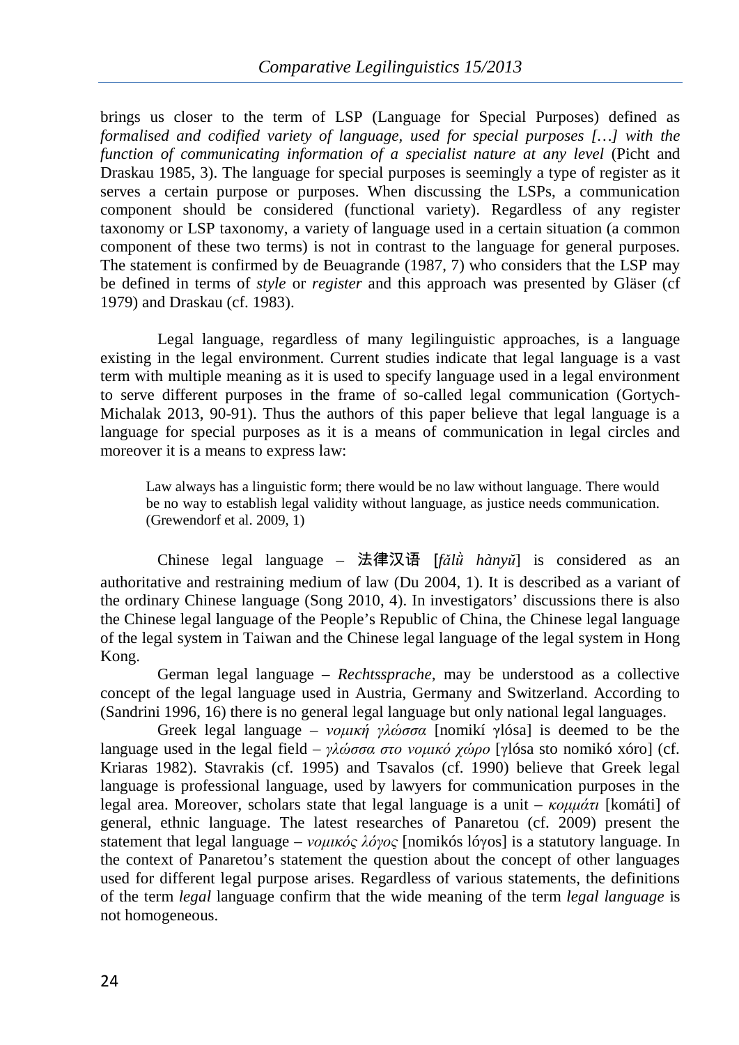brings us closer to the term of LSP (Language for Special Purposes) defined as *formalised and codified variety of language, used for special purposes […] with the function of communicating information of a specialist nature at any level* (Picht and Draskau 1985, 3). The language for special purposes is seemingly a type of register as it serves a certain purpose or purposes. When discussing the LSPs, a communication component should be considered (functional variety). Regardless of any register taxonomy or LSP taxonomy, a variety of language used in a certain situation (a common component of these two terms) is not in contrast to the language for general purposes. The statement is confirmed by de Beuagrande (1987, 7) who considers that the LSP may be defined in terms of *style* or *register* and this approach was presented by Gläser (cf 1979) and Draskau (cf. 1983).

Legal language, regardless of many legilinguistic approaches, is a language existing in the legal environment. Current studies indicate that legal language is a vast term with multiple meaning as it is used to specify language used in a legal environment to serve different purposes in the frame of so-called legal communication (Gortych-Michalak 2013, 90-91). Thus the authors of this paper believe that legal language is a language for special purposes as it is a means of communication in legal circles and moreover it is a means to express law:

> Law always has a linguistic form; there would be no law without language. There would be no way to establish legal validity without language, as justice needs communication. (Grewendorf et al. 2009, 1)

Chinese legal language – 法律汉语 [*fǎlǜ hànyǔ*] is considered as an authoritative and restraining medium of law (Du 2004, 1). It is described as a variant of the ordinary Chinese language (Song 2010, 4). In investigators' discussions there is also the Chinese legal language of the People's Republic of China, the Chinese legal language of the legal system in Taiwan and the Chinese legal language of the legal system in Hong Kong.

German legal language – *Rechtssprache*, may be understood as a collective concept of the legal language used in Austria, Germany and Switzerland. According to (Sandrini 1996, 16) there is no general legal language but only national legal languages.

Greek legal language – *νομική γλώσσα* [nomikí γlósa] is deemed to be the language used in the legal field – *γλώσσα στο νομικό χώρο* [γlósa sto nomikó xóro] (cf. Kriaras 1982). Stavrakis (cf. 1995) and Tsavalos (cf. 1990) believe that Greek legal language is professional language, used by lawyers for communication purposes in the legal area. Moreover, scholars state that legal language is a unit – *κομμάτι* [komáti] of general, ethnic language. The latest researches of Panaretou (cf. 2009) present the statement that legal language – *νομικός λόγος* [nomikós lóγos] is a statutory language. In the context of Panaretou's statement the question about the concept of other languages used for different legal purpose arises. Regardless of various statements, the definitions of the term *legal* language confirm that the wide meaning of the term *legal language* is not homogeneous.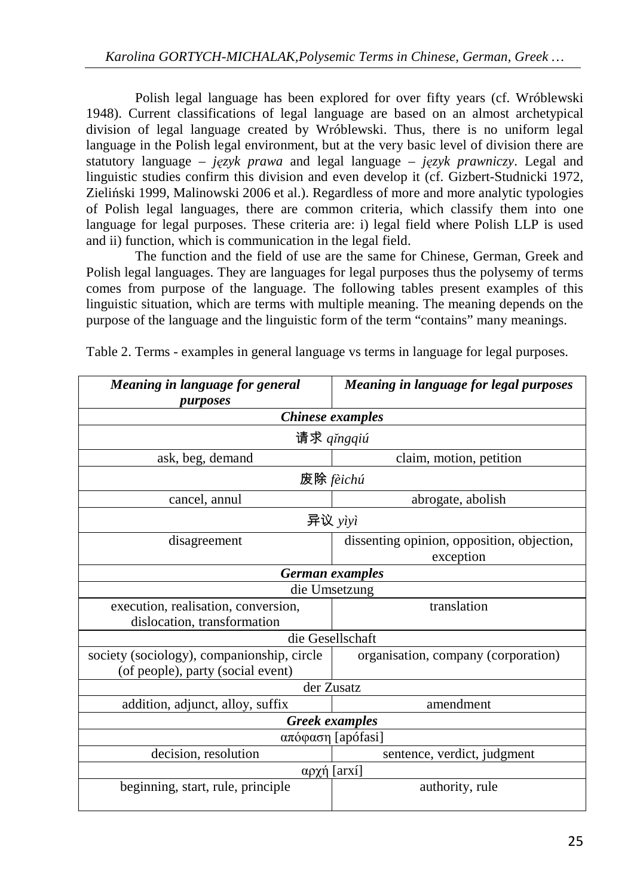Polish legal language has been explored for over fifty years (cf. Wróblewski 1948). Current classifications of legal language are based on an almost archetypical division of legal language created by Wróblewski. Thus, there is no uniform legal language in the Polish legal environment, but at the very basic level of division there are statutory language – *język prawa* and legal language – *język prawniczy*. Legal and linguistic studies confirm this division and even develop it (cf. Gizbert-Studnicki 1972, Zieliński 1999, Malinowski 2006 et al.). Regardless of more and more analytic typologies of Polish legal languages, there are common criteria, which classify them into one language for legal purposes. These criteria are: i) legal field where Polish LLP is used and ii) function, which is communication in the legal field.

The function and the field of use are the same for Chinese, German, Greek and Polish legal languages. They are languages for legal purposes thus the polysemy of terms comes from purpose of the language. The following tables present examples of this linguistic situation, which are terms with multiple meaning. The meaning depends on the purpose of the language and the linguistic form of the term "contains" many meanings.

Table 2. Terms - examples in general language vs terms in language for legal purposes.

| ***Meaning in language for general purposes*** | ***Meaning in language for legal purposes*** |
|---|---|
| ***Chinese examples*** | |
| 请求 *qǐngqiú* | |
| ask, beg, demand | claim, motion, petition |
| 废除 *fèichú* | |
| cancel, annul | abrogate, abolish |
| 异议 *yìyì* | |
| disagreement | dissenting opinion, opposition, objection, exception |
| ***German examples*** | |
| die Umsetzung | |
| execution, realisation, conversion, dislocation, transformation | translation |
| die Gesellschaft | |
| society (sociology), companionship, circle (of people), party (social event) | organisation, company (corporation) |
| der Zusatz | |
| addition, adjunct, alloy, suffix | amendment |
| ***Greek examples*** | |
| απόφαση [apófasi] | |
| decision, resolution | sentence, verdict, judgment |
| αρχή [arxí] | |
| beginning, start, rule, principle | authority, rule |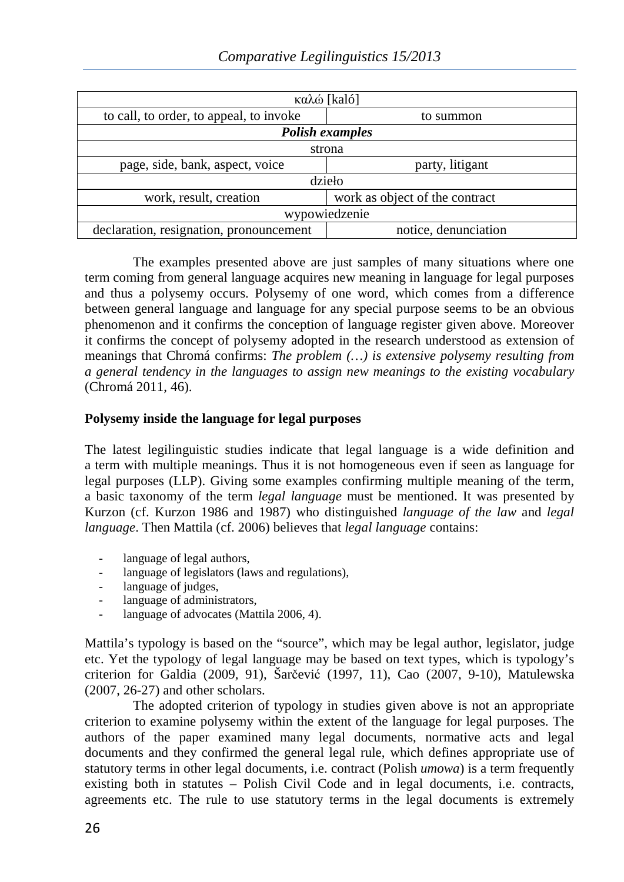| καλώ [kaló] | |
|---|---|
| to call, to order, to appeal, to invoke | to summon |
| ***Polish examples*** | |
| strona | |
| page, side, bank, aspect, voice | party, litigant |
| dzieło | |
| work, result, creation | work as object of the contract |
| wypowiedzenie | |
| declaration, resignation, pronouncement | notice, denunciation |

The examples presented above are just samples of many situations where one term coming from general language acquires new meaning in language for legal purposes and thus a polysemy occurs. Polysemy of one word, which comes from a difference between general language and language for any special purpose seems to be an obvious phenomenon and it confirms the conception of language register given above. Moreover it confirms the concept of polysemy adopted in the research understood as extension of meanings that Chromá confirms: *The problem (…) is extensive polysemy resulting from a general tendency in the languages to assign new meanings to the existing vocabulary* (Chromá 2011, 46).

**Polysemy inside the language for legal purposes**

The latest legilinguistic studies indicate that legal language is a wide definition and a term with multiple meanings. Thus it is not homogeneous even if seen as language for legal purposes (LLP). Giving some examples confirming multiple meaning of the term, a basic taxonomy of the term *legal language* must be mentioned. It was presented by Kurzon (cf. Kurzon 1986 and 1987) who distinguished *language of the law* and *legal language*. Then Mattila (cf. 2006) believes that *legal language* contains:

- language of legal authors,
- language of legislators (laws and regulations),
- language of judges,
- language of administrators,
- language of advocates (Mattila 2006, 4).

Mattila's typology is based on the "source", which may be legal author, legislator, judge etc. Yet the typology of legal language may be based on text types, which is typology's criterion for Galdia (2009, 91), Šarčević (1997, 11), Cao (2007, 9-10), Matulewska (2007, 26-27) and other scholars.

The adopted criterion of typology in studies given above is not an appropriate criterion to examine polysemy within the extent of the language for legal purposes. The authors of the paper examined many legal documents, normative acts and legal documents and they confirmed the general legal rule, which defines appropriate use of statutory terms in other legal documents, i.e. contract (Polish *umowa*) is a term frequently existing both in statutes – Polish Civil Code and in legal documents, i.e. contracts, agreements etc. The rule to use statutory terms in the legal documents is extremely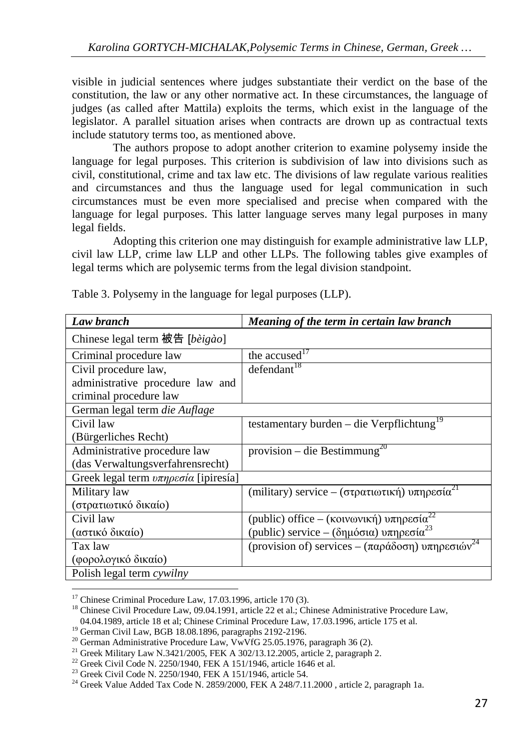visible in judicial sentences where judges substantiate their verdict on the base of the constitution, the law or any other normative act. In these circumstances, the language of judges (as called after Mattila) exploits the terms, which exist in the language of the legislator. A parallel situation arises when contracts are drown up as contractual texts include statutory terms too, as mentioned above.

The authors propose to adopt another criterion to examine polysemy inside the language for legal purposes. This criterion is subdivision of law into divisions such as civil, constitutional, crime and tax law etc. The divisions of law regulate various realities and circumstances and thus the language used for legal communication in such circumstances must be even more specialised and precise when compared with the language for legal purposes. This latter language serves many legal purposes in many legal fields.

Adopting this criterion one may distinguish for example administrative law LLP, civil law LLP, crime law LLP and other LLPs. The following tables give examples of legal terms which are polysemic terms from the legal division standpoint.

Table 3. Polysemy in the language for legal purposes (LLP).

| ***Law branch*** | ***Meaning of the term in certain law branch*** |
|---|---|
| Chinese legal term 被告 [*bèigào*] | |
| Criminal procedure law | the accused[17] |
| Civil procedure law, administrative procedure law and criminal procedure law | defendant[18] |
| German legal term *die Auflage* | |
| Civil law (Bürgerliches Recht) | testamentary burden – die Verpflichtung[19] |
| Administrative procedure law (das Verwaltungsverfahrensrecht) | provision – die Bestimmung[20] |
| Greek legal term *υπηρεσία* [ipiresía] | |
| Military law (στρατιωτικό δικαίο) | (military) service – (στρατιωτική) υπηρεσία[21] |
| Civil law (αστικό δικαίο) | (public) office – (κοινωνική) υπηρεσία[22]<br>(public) service – (δημόσια) υπηρεσία[23] |
| Tax law (φορολογικό δικαίο) | (provision of) services – (παράδοση) υπηρεσιών[24] |
| Polish legal term *cywilny* | |

[17] Chinese Criminal Procedure Law, 17.03.1996, article 170 (3).

[18] Chinese Civil Procedure Law, 09.04.1991, article 22 et al.; Chinese Administrative Procedure Law, 04.04.1989, article 18 et al; Chinese Criminal Procedure Law, 17.03.1996, article 175 et al.

[19] German Civil Law, BGB 18.08.1896, paragraphs 2192-2196.

[20] German Administrative Procedure Law, VwVfG 25.05.1976, paragraph 36 (2).

[21] Greek Military Law N.3421/2005, FEK A 302/13.12.2005, article 2, paragraph 2.

[22] Greek Civil Code N. 2250/1940, FEK A 151/1946, article 1646 et al.

[23] Greek Civil Code N. 2250/1940, FEK A 151/1946, article 54.

[24] Greek Value Added Tax Code N. 2859/2000, FEK A 248/7.11.2000 , article 2, paragraph 1a.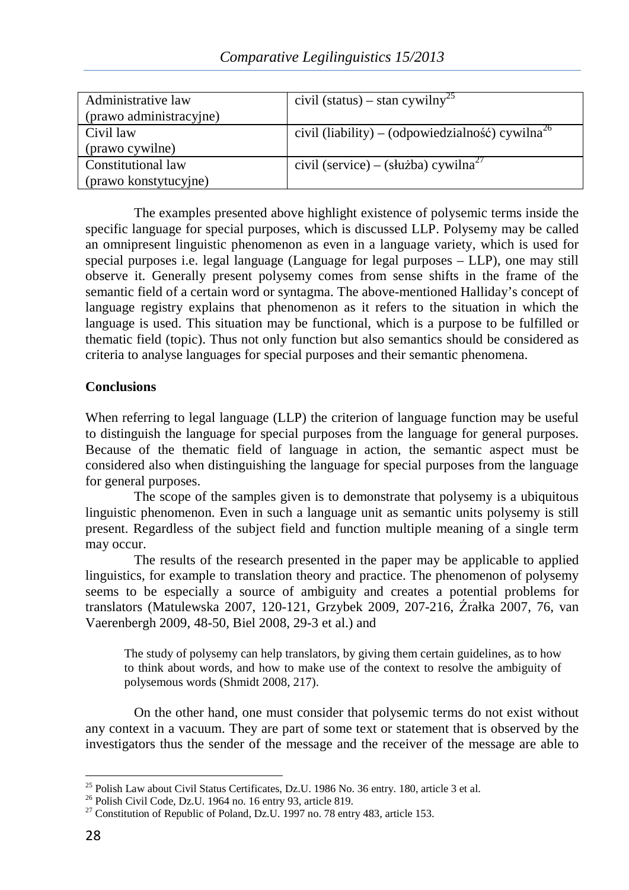| Administrative law (prawo administracyjne) | civil (status) – stan cywilny[25] |
|---|---|
| Civil law (prawo cywilne) | civil (liability) – (odpowiedzialność) cywilna[26] |
| Constitutional law (prawo konstytucyjne) | civil (service) – (służba) cywilna[27] |

The examples presented above highlight existence of polysemic terms inside the specific language for special purposes, which is discussed LLP. Polysemy may be called an omnipresent linguistic phenomenon as even in a language variety, which is used for special purposes i.e. legal language (Language for legal purposes – LLP), one may still observe it. Generally present polysemy comes from sense shifts in the frame of the semantic field of a certain word or syntagma. The above-mentioned Halliday's concept of language registry explains that phenomenon as it refers to the situation in which the language is used. This situation may be functional, which is a purpose to be fulfilled or thematic field (topic). Thus not only function but also semantics should be considered as criteria to analyse languages for special purposes and their semantic phenomena.

**Conclusions**

When referring to legal language (LLP) the criterion of language function may be useful to distinguish the language for special purposes from the language for general purposes. Because of the thematic field of language in action, the semantic aspect must be considered also when distinguishing the language for special purposes from the language for general purposes.

The scope of the samples given is to demonstrate that polysemy is a ubiquitous linguistic phenomenon. Even in such a language unit as semantic units polysemy is still present. Regardless of the subject field and function multiple meaning of a single term may occur.

The results of the research presented in the paper may be applicable to applied linguistics, for example to translation theory and practice. The phenomenon of polysemy seems to be especially a source of ambiguity and creates a potential problems for translators (Matulewska 2007, 120-121, Grzybek 2009, 207-216, Źrałka 2007, 76, van Vaerenbergh 2009, 48-50, Biel 2008, 29-3 et al.) and

> The study of polysemy can help translators, by giving them certain guidelines, as to how to think about words, and how to make use of the context to resolve the ambiguity of polysemous words (Shmidt 2008, 217).

On the other hand, one must consider that polysemic terms do not exist without any context in a vacuum. They are part of some text or statement that is observed by the investigators thus the sender of the message and the receiver of the message are able to

[25] Polish Law about Civil Status Certificates, Dz.U. 1986 No. 36 entry. 180, article 3 et al.
[26] Polish Civil Code, Dz.U. 1964 no. 16 entry 93, article 819.
[27] Constitution of Republic of Poland, Dz.U. 1997 no. 78 entry 483, article 153.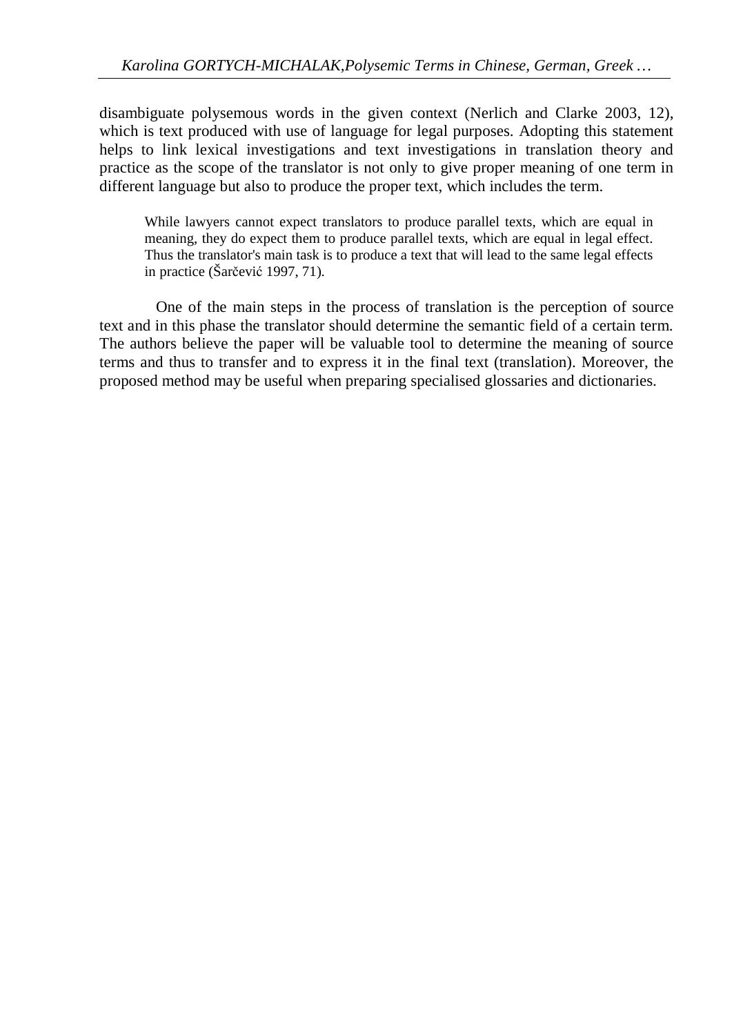disambiguate polysemous words in the given context (Nerlich and Clarke 2003, 12), which is text produced with use of language for legal purposes. Adopting this statement helps to link lexical investigations and text investigations in translation theory and practice as the scope of the translator is not only to give proper meaning of one term in different language but also to produce the proper text, which includes the term.

> While lawyers cannot expect translators to produce parallel texts, which are equal in meaning, they do expect them to produce parallel texts, which are equal in legal effect. Thus the translator's main task is to produce a text that will lead to the same legal effects in practice (Šarčević 1997, 71).

One of the main steps in the process of translation is the perception of source text and in this phase the translator should determine the semantic field of a certain term. The authors believe the paper will be valuable tool to determine the meaning of source terms and thus to transfer and to express it in the final text (translation). Moreover, the proposed method may be useful when preparing specialised glossaries and dictionaries.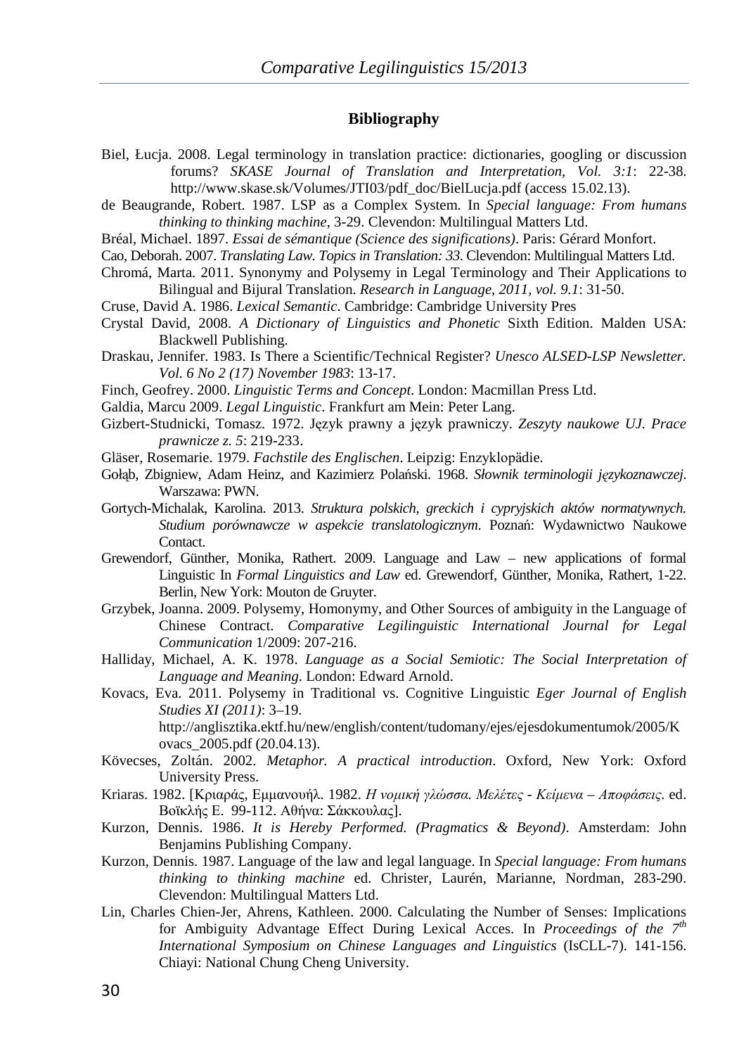## Bibliography

Biel, Łucja. 2008. Legal terminology in translation practice: dictionaries, googling or discussion forums? *SKASE Journal of Translation and Interpretation*, *Vol. 3:1*: 22-38. http://www.skase.sk/Volumes/JTI03/pdf_doc/BielLucja.pdf (access 15.02.13).

de Beaugrande, Robert. 1987. LSP as a Complex System. In *Special language: From humans thinking to thinking machine*, 3-29. Clevendon: Multilingual Matters Ltd.

Bréal, Michael. 1897. *Essai de sémantique (Science des significations)*. Paris: Gérard Monfort.

Cao, Deborah. 2007. *Translating Law. Topics in Translation: 33*. Clevendon: Multilingual Matters Ltd.

Chromá, Marta. 2011. Synonymy and Polysemy in Legal Terminology and Their Applications to Bilingual and Bijural Translation. *Research in Language, 2011, vol. 9.1*: 31-50.

Cruse, David A. 1986. *Lexical Semantic*. Cambridge: Cambridge University Pres

Crystal David, 2008. *A Dictionary of Linguistics and Phonetic* Sixth Edition. Malden USA: Blackwell Publishing.

Draskau, Jennifer. 1983. Is There a Scientific/Technical Register? *Unesco ALSED-LSP Newsletter. Vol. 6 No 2 (17) November 1983*: 13-17.

Finch, Geofrey. 2000. *Linguistic Terms and Concept*. London: Macmillan Press Ltd.

Galdia, Marcu 2009. *Legal Linguistic*. Frankfurt am Mein: Peter Lang.

Gizbert-Studnicki, Tomasz. 1972. Język prawny a język prawniczy. *Zeszyty naukowe UJ. Prace prawnicze z. 5*: 219-233.

Gläser, Rosemarie. 1979. *Fachstile des Englischen*. Leipzig: Enzyklopädie.

Gołąb, Zbigniew, Adam Heinz, and Kazimierz Polański. 1968. *Słownik terminologii językoznawczej*. Warszawa: PWN.

Gortych-Michalak, Karolina. 2013. *Struktura polskich, greckich i cypryjskich aktów normatywnych. Studium porównawcze w aspekcie translatologicznym*. Poznań: Wydawnictwo Naukowe Contact.

Grewendorf, Günther, Monika, Rathert. 2009. Language and Law – new applications of formal Linguistic In *Formal Linguistics and Law* ed. Grewendorf, Günther, Monika, Rathert, 1-22. Berlin, New York: Mouton de Gruyter.

Grzybek, Joanna. 2009. Polysemy, Homonymy, and Other Sources of ambiguity in the Language of Chinese Contract. *Comparative Legilinguistic International Journal for Legal Communication* 1/2009: 207-216.

Halliday, Michael, A. K. 1978. *Language as a Social Semiotic: The Social Interpretation of Language and Meaning*. London: Edward Arnold.

Kovacs, Eva. 2011. Polysemy in Traditional vs. Cognitive Linguistic *Eger Journal of English Studies XI (2011)*: 3–19. http://anglisztika.ektf.hu/new/english/content/tudomany/ejes/ejesdokumentumok/2005/Kovacs_2005.pdf (20.04.13).

Kövecses, Zoltán. 2002. *Metaphor. A practical introduction*. Oxford, New York: Oxford University Press.

Kriaras. 1982. [Κριαράς, Εμμανουήλ. 1982. *Η νομική γλώσσα. Μελέτες - Κείμενα – Αποφάσεις*. ed. Βοϊκλής Ε. 99-112. Αθήνα: Σάκκουλας].

Kurzon, Dennis. 1986. *It is Hereby Performed. (Pragmatics & Beyond)*. Amsterdam: John Benjamins Publishing Company.

Kurzon, Dennis. 1987. Language of the law and legal language. In *Special language: From humans thinking to thinking machine* ed. Christer, Laurén, Marianne, Nordman, 283-290. Clevendon: Multilingual Matters Ltd.

Lin, Charles Chien-Jer, Ahrens, Kathleen. 2000. Calculating the Number of Senses: Implications for Ambiguity Advantage Effect During Lexical Acces. In *Proceedings of the 7th International Symposium on Chinese Languages and Linguistics* (IsCLL-7). 141-156. Chiayi: National Chung Cheng University.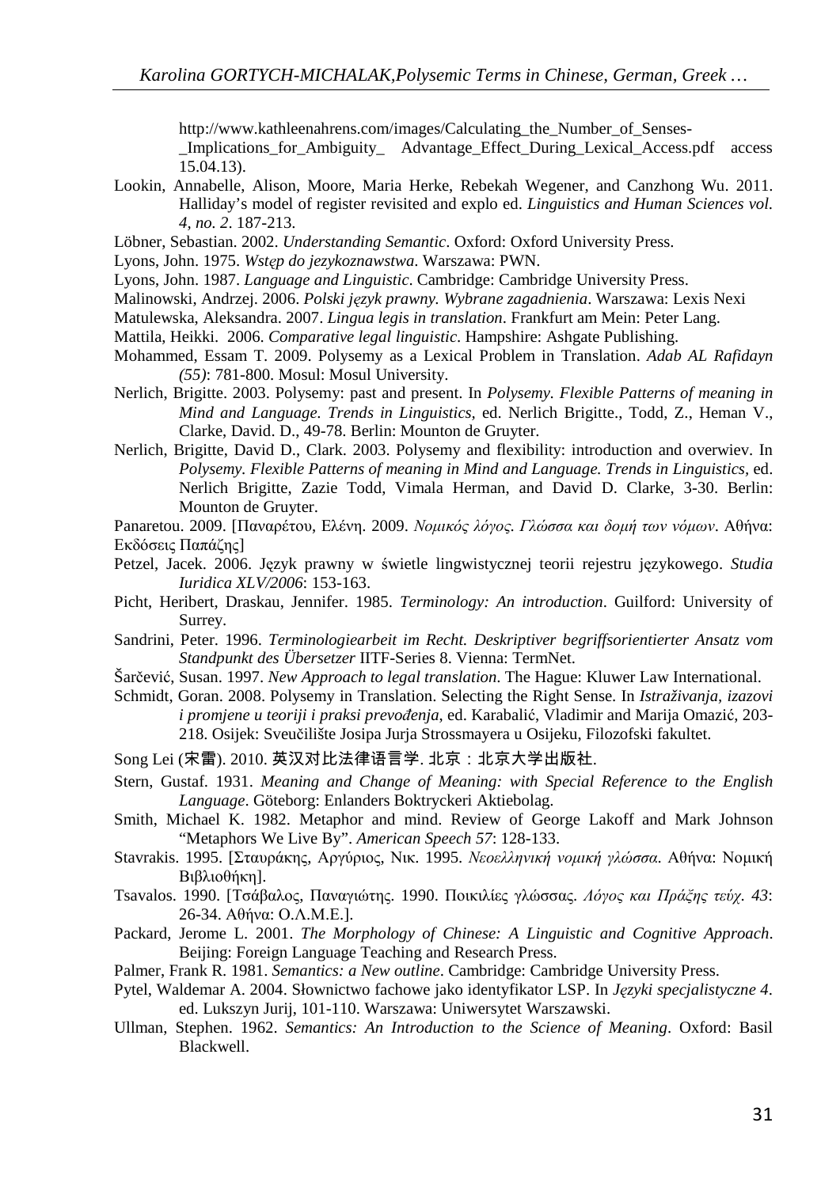http://www.kathleenahrens.com/images/Calculating_the_Number_of_Senses-_Implications_for_Ambiguity_ Advantage_Effect_During_Lexical_Access.pdf access 15.04.13).

Lookin, Annabelle, Alison, Moore, Maria Herke, Rebekah Wegener, and Canzhong Wu. 2011. Halliday's model of register revisited and explo ed. *Linguistics and Human Sciences vol. 4, no. 2*. 187-213.

Löbner, Sebastian. 2002. *Understanding Semantic*. Oxford: Oxford University Press.

Lyons, John. 1975. *Wstęp do jezykoznawstwa*. Warszawa: PWN.

Lyons, John. 1987. *Language and Linguistic*. Cambridge: Cambridge University Press.

Malinowski, Andrzej. 2006. *Polski język prawny. Wybrane zagadnienia*. Warszawa: Lexis Nexi

Matulewska, Aleksandra. 2007. *Lingua legis in translation*. Frankfurt am Mein: Peter Lang.

Mattila, Heikki. 2006. *Comparative legal linguistic*. Hampshire: Ashgate Publishing.

Mohammed, Essam T. 2009. Polysemy as a Lexical Problem in Translation. *Adab AL Rafidayn (55)*: 781-800. Mosul: Mosul University.

Nerlich, Brigitte. 2003. Polysemy: past and present. In *Polysemy. Flexible Patterns of meaning in Mind and Language. Trends in Linguistics,* ed. Nerlich Brigitte., Todd, Z., Heman V., Clarke, David. D., 49-78. Berlin: Mounton de Gruyter.

Nerlich, Brigitte, David D., Clark. 2003. Polysemy and flexibility: introduction and overwiev. In *Polysemy. Flexible Patterns of meaning in Mind and Language. Trends in Linguistics*, ed. Nerlich Brigitte, Zazie Todd, Vimala Herman, and David D. Clarke, 3-30. Berlin: Mounton de Gruyter.

Panaretou. 2009. [Παναρέτου, Ελένη. 2009. *Νομικός λόγος. Γλώσσα και δομή των νόμων*. Αθήνα: Εκδόσεις Παπάζης]

Petzel, Jacek. 2006. Język prawny w świetle lingwistycznej teorii rejestru językowego. *Studia Iuridica XLV/2006*: 153-163.

Picht, Heribert, Draskau, Jennifer. 1985. *Terminology: An introduction*. Guilford: University of Surrey.

Sandrini, Peter. 1996. *Terminologiearbeit im Recht. Deskriptiver begriffsorientierter Ansatz vom Standpunkt des Übersetzer* IITF-Series 8. Vienna: TermNet.

Šarčević, Susan. 1997. *New Approach to legal translation*. The Hague: Kluwer Law International.

Schmidt, Goran. 2008. Polysemy in Translation. Selecting the Right Sense. In *Istraživanja, izazovi i promjene u teoriji i praksi prevođenja,* ed. Karabalić, Vladimir and Marija Omazić, 203-218. Osijek: Sveučilište Josipa Jurja Strossmayera u Osijeku, Filozofski fakultet.

Song Lei (宋雷). 2010. 英汉对比法律语言学. 北京：北京大学出版社.

Stern, Gustaf. 1931. *Meaning and Change of Meaning: with Special Reference to the English Language*. Göteborg: Enlanders Boktryckeri Aktiebolag.

Smith, Michael K. 1982. Metaphor and mind. Review of George Lakoff and Mark Johnson "Metaphors We Live By". *American Speech 57*: 128-133.

Stavrakis. 1995. [Σταυράκης, Αργύριος, Νικ. 1995. *Νεοελληνική νομική γλώσσα.* Αθήνα: Νομική Βιβλιοθήκη].

Tsavalos. 1990. [Τσάβαλος, Παναγιώτης. 1990. Ποικιλίες γλώσσας. *Λόγος και Πράξης τεύχ. 43*: 26-34. Αθήνα: Ο.Λ.Μ.Ε.].

Packard, Jerome L. 2001. *The Morphology of Chinese: A Linguistic and Cognitive Approach*. Beijing: Foreign Language Teaching and Research Press.

Palmer, Frank R. 1981. *Semantics: a New outline*. Cambridge: Cambridge University Press.

Pytel, Waldemar A. 2004. Słownictwo fachowe jako identyfikator LSP. In *Języki specjalistyczne 4*. ed. Lukszyn Jurij, 101-110. Warszawa: Uniwersytet Warszawski.

Ullman, Stephen. 1962. *Semantics: An Introduction to the Science of Meaning*. Oxford: Basil Blackwell.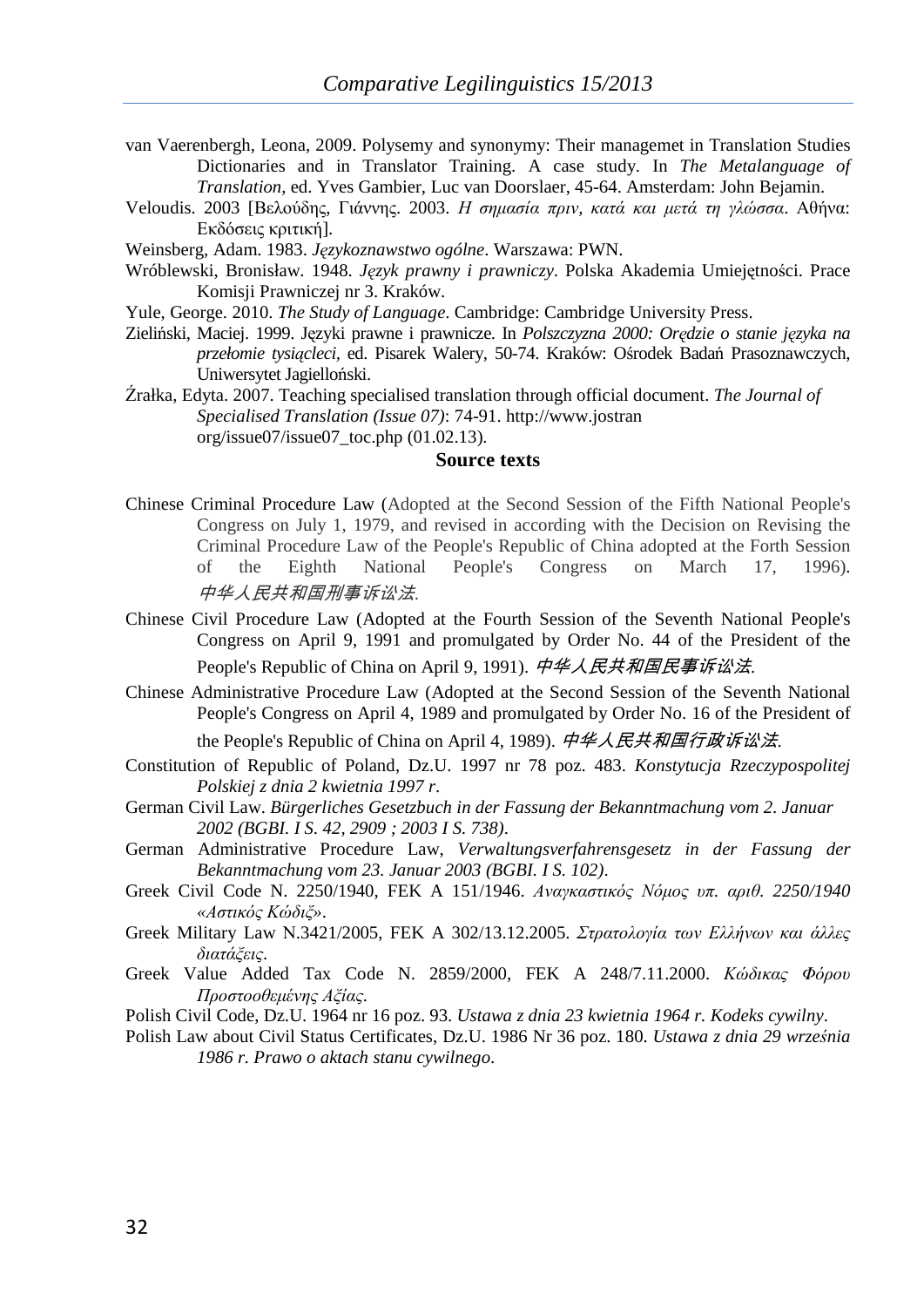van Vaerenbergh, Leona, 2009. Polysemy and synonymy: Their managemet in Translation Studies Dictionaries and in Translator Training. A case study. In *The Metalanguage of Translation*, ed. Yves Gambier, Luc van Doorslaer, 45-64. Amsterdam: John Bejamin.

Veloudis. 2003 [Βελούδης, Γιάννης. 2003. *Η σημασία πριν, κατά και μετά τη γλώσσα*. Αθήνα: Εκδόσεις κριτική].

Weinsberg, Adam. 1983. *Językoznawstwo ogólne*. Warszawa: PWN.

Wróblewski, Bronisław. 1948. *Język prawny i prawniczy*. Polska Akademia Umiejętności. Prace Komisji Prawniczej nr 3. Kraków.

Yule, George. 2010. *The Study of Language*. Cambridge: Cambridge University Press.

Zieliński, Maciej. 1999. Języki prawne i prawnicze. In *Polszczyzna 2000: Orędzie o stanie języka na przełomie tysiącleci*, ed. Pisarek Walery, 50-74. Kraków: Ośrodek Badań Prasoznawczych, Uniwersytet Jagielloński.

Źrałka, Edyta. 2007. Teaching specialised translation through official document. *The Journal of Specialised Translation (Issue 07)*: 74-91. http://www.jostran org/issue07/issue07_toc.php (01.02.13).

## Source texts

Chinese Criminal Procedure Law (Adopted at the Second Session of the Fifth National People's Congress on July 1, 1979, and revised in according with the Decision on Revising the Criminal Procedure Law of the People's Republic of China adopted at the Forth Session of the Eighth National People's Congress on March 17, 1996). *中华人民共和国刑事诉讼法*.

Chinese Civil Procedure Law (Adopted at the Fourth Session of the Seventh National People's Congress on April 9, 1991 and promulgated by Order No. 44 of the President of the People's Republic of China on April 9, 1991). *中华人民共和国民事诉讼法*.

Chinese Administrative Procedure Law (Adopted at the Second Session of the Seventh National People's Congress on April 4, 1989 and promulgated by Order No. 16 of the President of the People's Republic of China on April 4, 1989). *中华人民共和国行政诉讼法*.

Constitution of Republic of Poland, Dz.U. 1997 nr 78 poz. 483. *Konstytucja Rzeczypospolitej Polskiej z dnia 2 kwietnia 1997 r*.

German Civil Law. *Bürgerliches Gesetzbuch in der Fassung der Bekanntmachung vom 2. Januar 2002 (BGBI. I S. 42, 2909 ; 2003 I S. 738)*.

German Administrative Procedure Law, *Verwaltungsverfahrensgesetz in der Fassung der Bekanntmachung vom 23. Januar 2003 (BGBI. I S. 102)*.

Greek Civil Code N. 2250/1940, FEK A 151/1946. *Αναγκαστικός Νόμος υπ. αριθ. 2250/1940 «Αστικός Κώδιξ»*.

Greek Military Law N.3421/2005, FEK A 302/13.12.2005. *Στρατολογία των Ελλήνων και άλλες διατάξεις*.

Greek Value Added Tax Code N. 2859/2000, FEK A 248/7.11.2000. *Κώδικας Φόρου Προστοοθεμένης Αξίας*.

Polish Civil Code, Dz.U. 1964 nr 16 poz. 93. *Ustawa z dnia 23 kwietnia 1964 r. Kodeks cywilny*.

Polish Law about Civil Status Certificates, Dz.U. 1986 Nr 36 poz. 180. *Ustawa z dnia 29 września 1986 r. Prawo o aktach stanu cywilnego*.